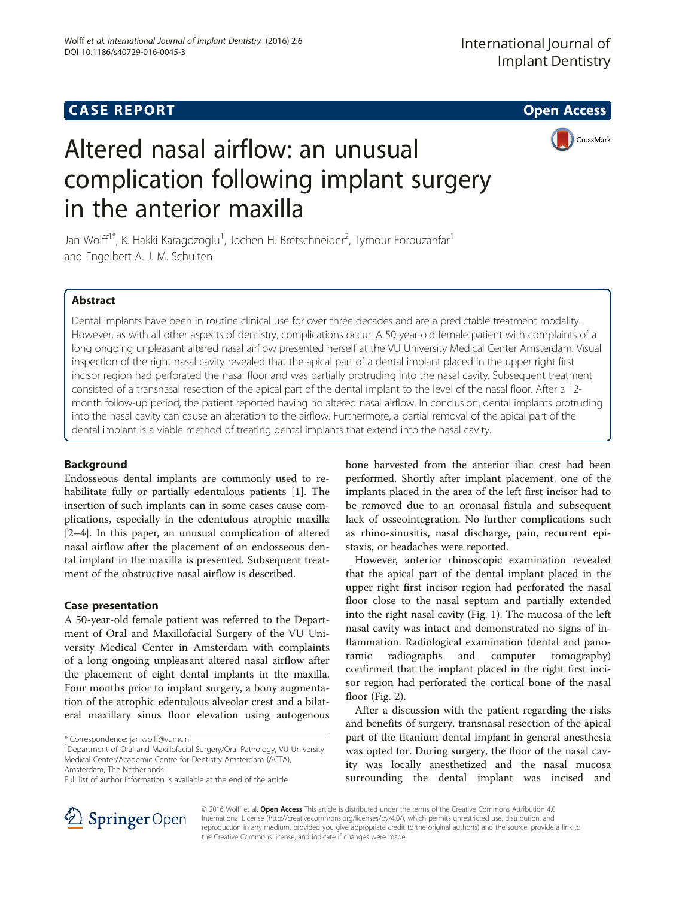CASE REPORT

Open Access

# Altered nasal airflow: an unusual complication following implant surgery in the anterior maxilla

Jan Wolff[1*], K. Hakki Karagozoglu[1], Jochen H. Bretschneider[2], Tymour Forouzanfar[1] and Engelbert A. J. M. Schulten[1]

## Abstract

Dental implants have been in routine clinical use for over three decades and are a predictable treatment modality. However, as with all other aspects of dentistry, complications occur. A 50-year-old female patient with complaints of a long ongoing unpleasant altered nasal airflow presented herself at the VU University Medical Center Amsterdam. Visual inspection of the right nasal cavity revealed that the apical part of a dental implant placed in the upper right first incisor region had perforated the nasal floor and was partially protruding into the nasal cavity. Subsequent treatment consisted of a transnasal resection of the apical part of the dental implant to the level of the nasal floor. After a 12-month follow-up period, the patient reported having no altered nasal airflow. In conclusion, dental implants protruding into the nasal cavity can cause an alteration to the airflow. Furthermore, a partial removal of the apical part of the dental implant is a viable method of treating dental implants that extend into the nasal cavity.

## Background

Endosseous dental implants are commonly used to rehabilitate fully or partially edentulous patients [1]. The insertion of such implants can in some cases cause complications, especially in the edentulous atrophic maxilla [2–4]. In this paper, an unusual complication of altered nasal airflow after the placement of an endosseous dental implant in the maxilla is presented. Subsequent treatment of the obstructive nasal airflow is described.

## Case presentation

A 50-year-old female patient was referred to the Department of Oral and Maxillofacial Surgery of the VU University Medical Center in Amsterdam with complaints of a long ongoing unpleasant altered nasal airflow after the placement of eight dental implants in the maxilla. Four months prior to implant surgery, a bony augmentation of the atrophic edentulous alveolar crest and a bilateral maxillary sinus floor elevation using autogenous bone harvested from the anterior iliac crest had been performed. Shortly after implant placement, one of the implants placed in the area of the left first incisor had to be removed due to an oronasal fistula and subsequent lack of osseointegration. No further complications such as rhino-sinusitis, nasal discharge, pain, recurrent epistaxis, or headaches were reported.

However, anterior rhinoscopic examination revealed that the apical part of the dental implant placed in the upper right first incisor region had perforated the nasal floor close to the nasal septum and partially extended into the right nasal cavity (Fig. 1). The mucosa of the left nasal cavity was intact and demonstrated no signs of inflammation. Radiological examination (dental and panoramic radiographs and computer tomography) confirmed that the implant placed in the right first incisor region had perforated the cortical bone of the nasal floor (Fig. 2).

After a discussion with the patient regarding the risks and benefits of surgery, transnasal resection of the apical part of the titanium dental implant in general anesthesia was opted for. During surgery, the floor of the nasal cavity was locally anesthetized and the nasal mucosa surrounding the dental implant was incised and

\* Correspondence: jan.wolff@vumc.nl

[1]Department of Oral and Maxillofacial Surgery/Oral Pathology, VU University Medical Center/Academic Centre for Dentistry Amsterdam (ACTA), Amsterdam, The Netherlands

Full list of author information is available at the end of the article

© 2016 Wolff et al. **Open Access** This article is distributed under the terms of the Creative Commons Attribution 4.0 International License (http://creativecommons.org/licenses/by/4.0/), which permits unrestricted use, distribution, and reproduction in any medium, provided you give appropriate credit to the original author(s) and the source, provide a link to the Creative Commons license, and indicate if changes were made.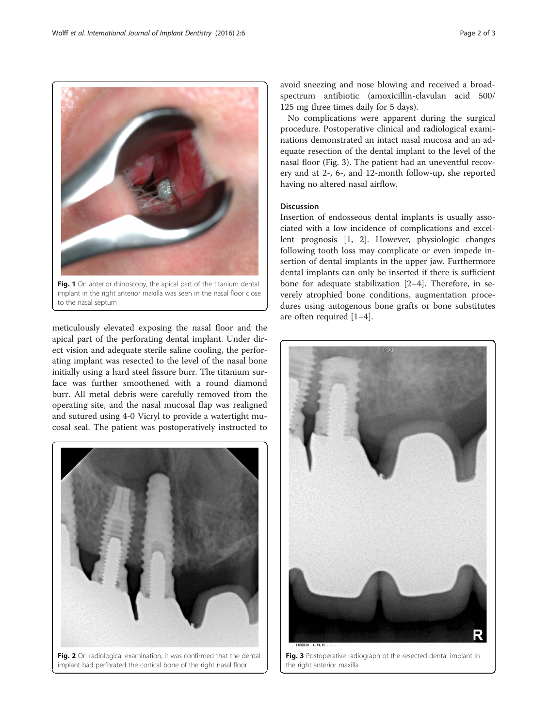Fig. 1 On anterior rhinoscopy, the apical part of the titanium dental implant in the right anterior maxilla was seen in the nasal floor close to the nasal septum

meticulously elevated exposing the nasal floor and the apical part of the perforating dental implant. Under direct vision and adequate sterile saline cooling, the perforating implant was resected to the level of the nasal bone initially using a hard steel fissure burr. The titanium surface was further smoothened with a round diamond burr. All metal debris were carefully removed from the operating site, and the nasal mucosal flap was realigned and sutured using 4-0 Vicryl to provide a watertight mucosal seal. The patient was postoperatively instructed to avoid sneezing and nose blowing and received a broad-spectrum antibiotic (amoxicillin-clavulan acid 500/125 mg three times daily for 5 days).

No complications were apparent during the surgical procedure. Postoperative clinical and radiological examinations demonstrated an intact nasal mucosa and an adequate resection of the dental implant to the level of the nasal floor (Fig. 3). The patient had an uneventful recovery and at 2-, 6-, and 12-month follow-up, she reported having no altered nasal airflow.

## Discussion

Insertion of endosseous dental implants is usually associated with a low incidence of complications and excellent prognosis [1, 2]. However, physiologic changes following tooth loss may complicate or even impede insertion of dental implants in the upper jaw. Furthermore dental implants can only be inserted if there is sufficient bone for adequate stabilization [2–4]. Therefore, in severely atrophied bone conditions, augmentation procedures using autogenous bone grafts or bone substitutes are often required [1–4].

Fig. 2 On radiological examination, it was confirmed that the dental implant had perforated the cortical bone of the right nasal floor

Fig. 3 Postoperative radiograph of the resected dental implant in the right anterior maxilla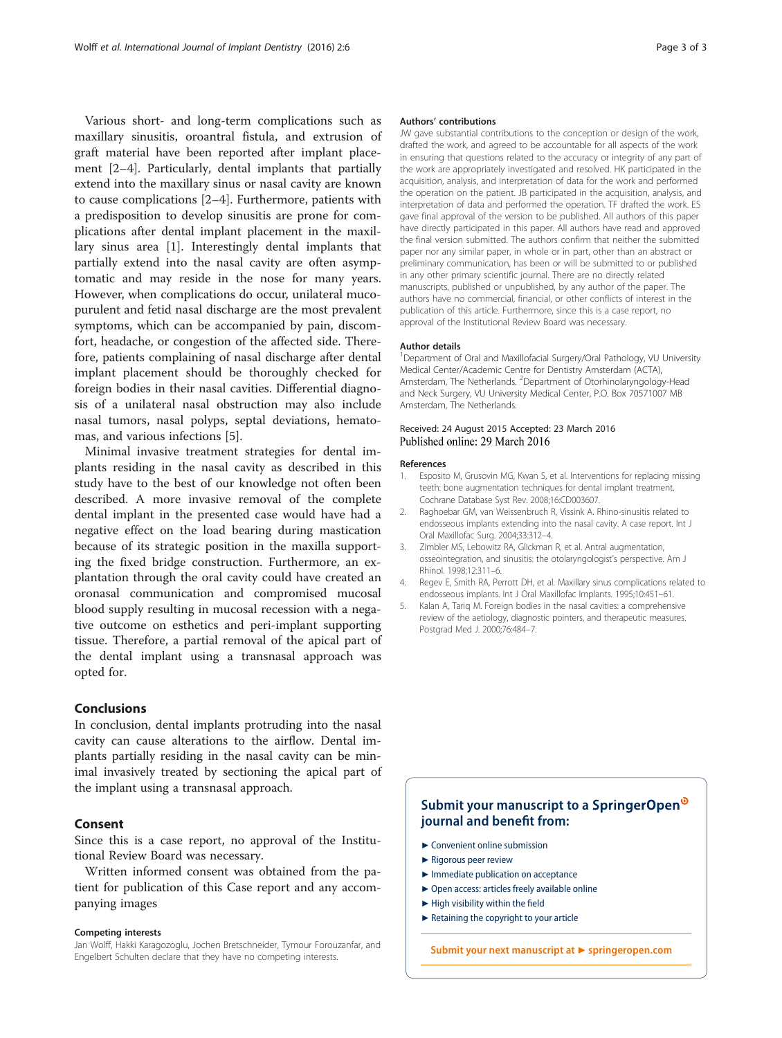Various short- and long-term complications such as maxillary sinusitis, oroantral fistula, and extrusion of graft material have been reported after implant placement [2–4]. Particularly, dental implants that partially extend into the maxillary sinus or nasal cavity are known to cause complications [2–4]. Furthermore, patients with a predisposition to develop sinusitis are prone for complications after dental implant placement in the maxillary sinus area [1]. Interestingly dental implants that partially extend into the nasal cavity are often asymptomatic and may reside in the nose for many years. However, when complications do occur, unilateral mucopurulent and fetid nasal discharge are the most prevalent symptoms, which can be accompanied by pain, discomfort, headache, or congestion of the affected side. Therefore, patients complaining of nasal discharge after dental implant placement should be thoroughly checked for foreign bodies in their nasal cavities. Differential diagnosis of a unilateral nasal obstruction may also include nasal tumors, nasal polyps, septal deviations, hematomas, and various infections [5].

Minimal invasive treatment strategies for dental implants residing in the nasal cavity as described in this study have to the best of our knowledge not often been described. A more invasive removal of the complete dental implant in the presented case would have had a negative effect on the load bearing during mastication because of its strategic position in the maxilla supporting the fixed bridge construction. Furthermore, an explantation through the oral cavity could have created an oronasal communication and compromised mucosal blood supply resulting in mucosal recession with a negative outcome on esthetics and peri-implant supporting tissue. Therefore, a partial removal of the apical part of the dental implant using a transnasal approach was opted for.

## Conclusions

In conclusion, dental implants protruding into the nasal cavity can cause alterations to the airflow. Dental implants partially residing in the nasal cavity can be minimal invasively treated by sectioning the apical part of the implant using a transnasal approach.

## Consent

Since this is a case report, no approval of the Institutional Review Board was necessary.

Written informed consent was obtained from the patient for publication of this Case report and any accompanying images

#### Competing interests

Jan Wolff, Hakki Karagozoglu, Jochen Bretschneider, Tymour Forouzanfar, and Engelbert Schulten declare that they have no competing interests.

#### Authors' contributions

JW gave substantial contributions to the conception or design of the work, drafted the work, and agreed to be accountable for all aspects of the work in ensuring that questions related to the accuracy or integrity of any part of the work are appropriately investigated and resolved. HK participated in the acquisition, analysis, and interpretation of data for the work and performed the operation on the patient. JB participated in the acquisition, analysis, and interpretation of data and performed the operation. TF drafted the work. ES gave final approval of the version to be published. All authors of this paper have directly participated in this paper. All authors have read and approved the final version submitted. The authors confirm that neither the submitted paper nor any similar paper, in whole or in part, other than an abstract or preliminary communication, has been or will be submitted to or published in any other primary scientific journal. There are no directly related manuscripts, published or unpublished, by any author of the paper. The authors have no commercial, financial, or other conflicts of interest in the publication of this article. Furthermore, since this is a case report, no approval of the Institutional Review Board was necessary.

#### Author details

[1]Department of Oral and Maxillofacial Surgery/Oral Pathology, VU University Medical Center/Academic Centre for Dentistry Amsterdam (ACTA), Amsterdam, The Netherlands. [2]Department of Otorhinolaryngology-Head and Neck Surgery, VU University Medical Center, P.O. Box 70571007 MB Amsterdam, The Netherlands.

Received: 24 August 2015 Accepted: 23 March 2016
Published online: 29 March 2016

#### References

1. Esposito M, Grusovin MG, Kwan S, et al. Interventions for replacing missing teeth: bone augmentation techniques for dental implant treatment. Cochrane Database Syst Rev. 2008;16:CD003607.
2. Raghoebar GM, van Weissenbruch R, Vissink A. Rhino-sinusitis related to endosseous implants extending into the nasal cavity. A case report. Int J Oral Maxillofac Surg. 2004;33:312–4.
3. Zimbler MS, Lebowitz RA, Glickman R, et al. Antral augmentation, osseointegration, and sinusitis: the otolaryngologist's perspective. Am J Rhinol. 1998;12:311–6.
4. Regev E, Smith RA, Perrott DH, et al. Maxillary sinus complications related to endosseous implants. Int J Oral Maxillofac Implants. 1995;10:451–61.
5. Kalan A, Tariq M. Foreign bodies in the nasal cavities: a comprehensive review of the aetiology, diagnostic pointers, and therapeutic measures. Postgrad Med J. 2000;76:484–7.

**Submit your manuscript to a SpringerOpen journal and benefit from:**

- Convenient online submission
- Rigorous peer review
- Immediate publication on acceptance
- Open access: articles freely available online
- High visibility within the field
- Retaining the copyright to your article

**Submit your next manuscript at ▸ springeropen.com**